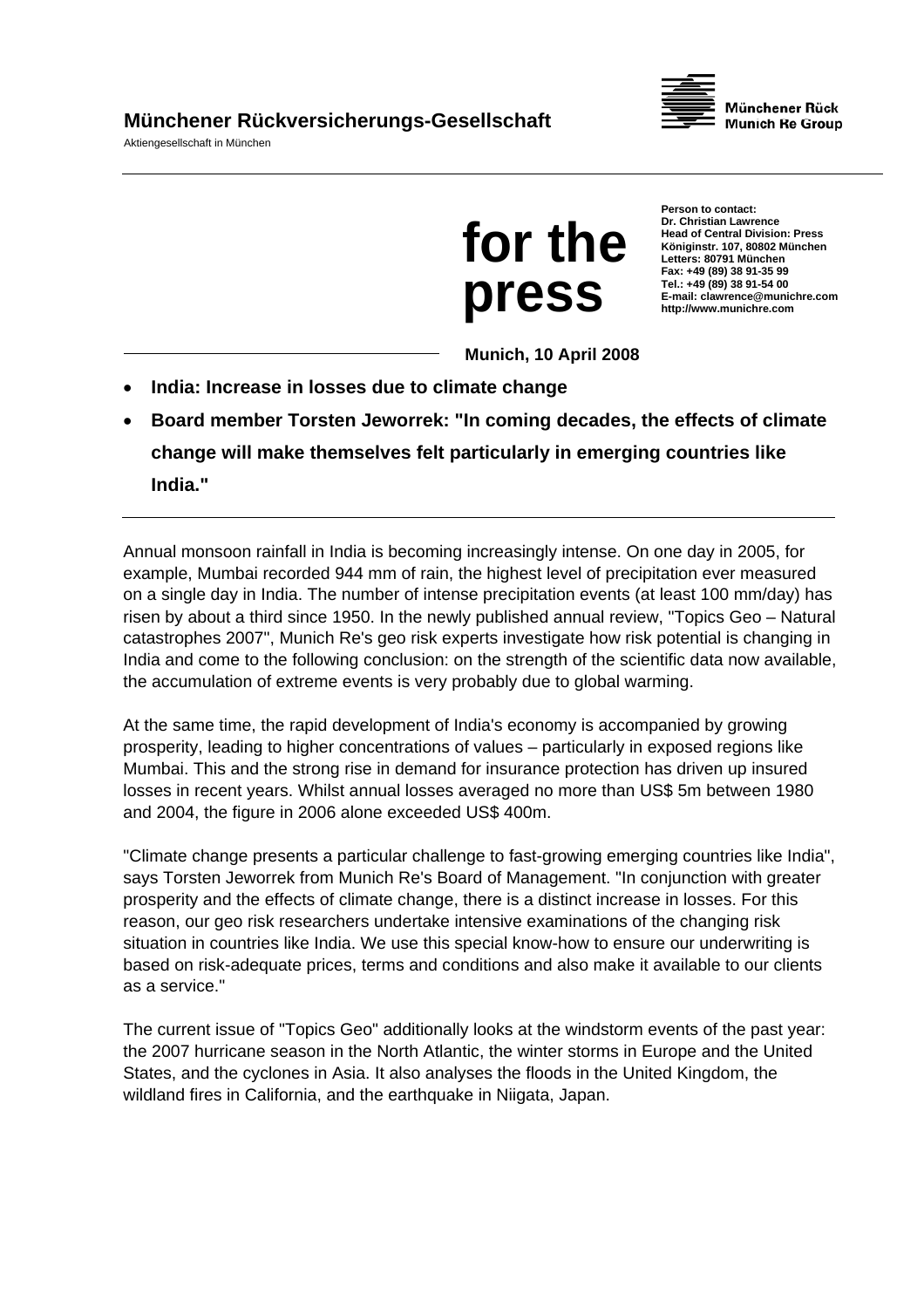**Münchener Rückversicherungs-Gesellschaft**

Aktiengesellschaft in München

Münchener Rück
Munich Re Group

# for the press

**Person to contact:**
**Dr. Christian Lawrence**
**Head of Central Division: Press**
**Königinstr. 107, 80802 München**
**Letters: 80791 München**
**Fax: +49 (89) 38 91-35 99**
**Tel.: +49 (89) 38 91-54 00**
**E-mail: clawrence@munichre.com**
**http://www.munichre.com**

**Munich, 10 April 2008**

- **India: Increase in losses due to climate change**
- **Board member Torsten Jeworrek: "In coming decades, the effects of climate change will make themselves felt particularly in emerging countries like India."**

---

Annual monsoon rainfall in India is becoming increasingly intense. On one day in 2005, for example, Mumbai recorded 944 mm of rain, the highest level of precipitation ever measured on a single day in India. The number of intense precipitation events (at least 100 mm/day) has risen by about a third since 1950. In the newly published annual review, "Topics Geo – Natural catastrophes 2007", Munich Re's geo risk experts investigate how risk potential is changing in India and come to the following conclusion: on the strength of the scientific data now available, the accumulation of extreme events is very probably due to global warming.

At the same time, the rapid development of India's economy is accompanied by growing prosperity, leading to higher concentrations of values – particularly in exposed regions like Mumbai. This and the strong rise in demand for insurance protection has driven up insured losses in recent years. Whilst annual losses averaged no more than US$ 5m between 1980 and 2004, the figure in 2006 alone exceeded US$ 400m.

"Climate change presents a particular challenge to fast-growing emerging countries like India", says Torsten Jeworrek from Munich Re's Board of Management. "In conjunction with greater prosperity and the effects of climate change, there is a distinct increase in losses. For this reason, our geo risk researchers undertake intensive examinations of the changing risk situation in countries like India. We use this special know-how to ensure our underwriting is based on risk-adequate prices, terms and conditions and also make it available to our clients as a service."

The current issue of "Topics Geo" additionally looks at the windstorm events of the past year: the 2007 hurricane season in the North Atlantic, the winter storms in Europe and the United States, and the cyclones in Asia. It also analyses the floods in the United Kingdom, the wildland fires in California, and the earthquake in Niigata, Japan.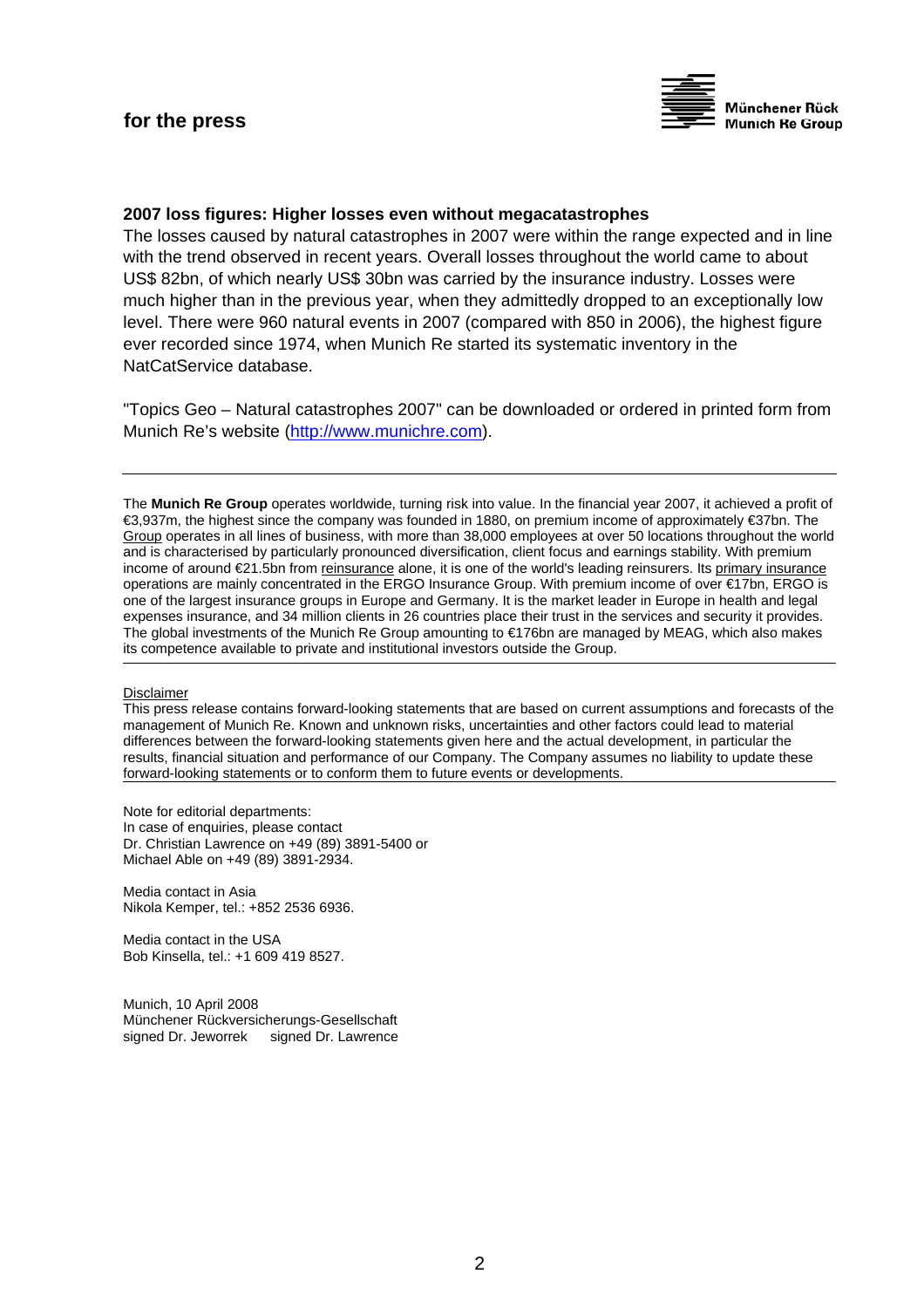**2007 loss figures: Higher losses even without megacatastrophes**

The losses caused by natural catastrophes in 2007 were within the range expected and in line with the trend observed in recent years. Overall losses throughout the world came to about US$ 82bn, of which nearly US$ 30bn was carried by the insurance industry. Losses were much higher than in the previous year, when they admittedly dropped to an exceptionally low level. There were 960 natural events in 2007 (compared with 850 in 2006), the highest figure ever recorded since 1974, when Munich Re started its systematic inventory in the NatCatService database.

"Topics Geo – Natural catastrophes 2007" can be downloaded or ordered in printed form from Munich Re's website (http://www.munichre.com).

---

The **Munich Re Group** operates worldwide, turning risk into value. In the financial year 2007, it achieved a profit of €3,937m, the highest since the company was founded in 1880, on premium income of approximately €37bn. The Group operates in all lines of business, with more than 38,000 employees at over 50 locations throughout the world and is characterised by particularly pronounced diversification, client focus and earnings stability. With premium income of around €21.5bn from reinsurance alone, it is one of the world's leading reinsurers. Its primary insurance operations are mainly concentrated in the ERGO Insurance Group. With premium income of over €17bn, ERGO is one of the largest insurance groups in Europe and Germany. It is the market leader in Europe in health and legal expenses insurance, and 34 million clients in 26 countries place their trust in the services and security it provides. The global investments of the Munich Re Group amounting to €176bn are managed by MEAG, which also makes its competence available to private and institutional investors outside the Group.

---

Disclaimer

This press release contains forward-looking statements that are based on current assumptions and forecasts of the management of Munich Re. Known and unknown risks, uncertainties and other factors could lead to material differences between the forward-looking statements given here and the actual development, in particular the results, financial situation and performance of our Company. The Company assumes no liability to update these forward-looking statements or to conform them to future events or developments.

---

Note for editorial departments:
In case of enquiries, please contact
Dr. Christian Lawrence on +49 (89) 3891-5400 or
Michael Able on +49 (89) 3891-2934.

Media contact in Asia
Nikola Kemper, tel.: +852 2536 6936.

Media contact in the USA
Bob Kinsella, tel.: +1 609 419 8527.

Munich, 10 April 2008
Münchener Rückversicherungs-Gesellschaft
signed Dr. Jeworrek signed Dr. Lawrence